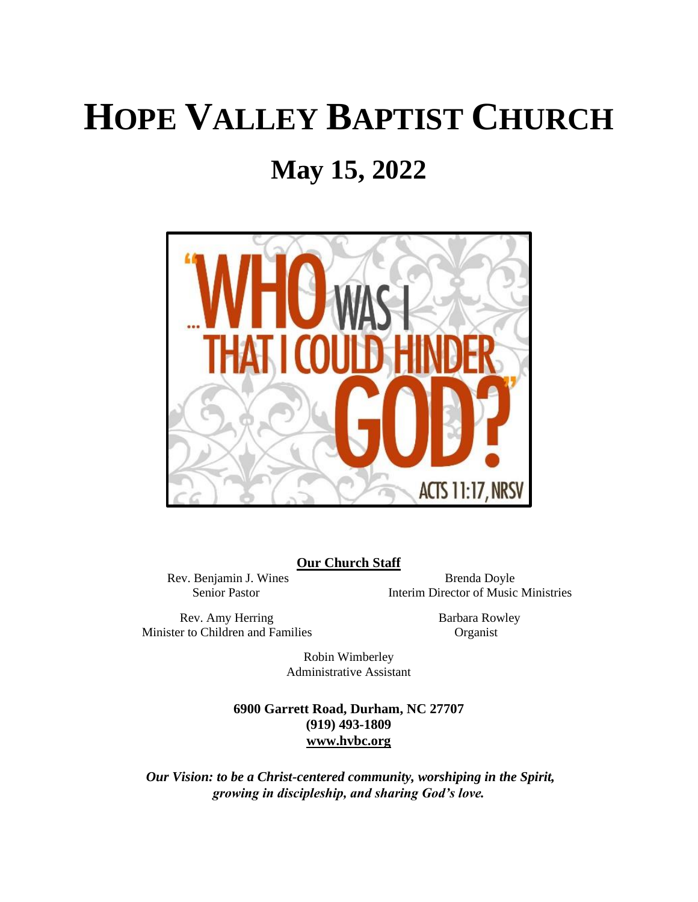# HOPE VALLEY BAPTIST CHURCH

## May 15, 2022

"...WHO WAS I THAT I COULD HINDER GOD?"

ACTS 11:17, NRSV

**Our Church Staff**

Rev. Benjamin J. Wines
Senior Pastor

Brenda Doyle
Interim Director of Music Ministries

Rev. Amy Herring
Minister to Children and Families

Barbara Rowley
Organist

Robin Wimberley
Administrative Assistant

**6900 Garrett Road, Durham, NC 27707**
**(919) 493-1809**
**www.hvbc.org**

***Our Vision: to be a Christ-centered community, worshiping in the Spirit, growing in discipleship, and sharing God's love.***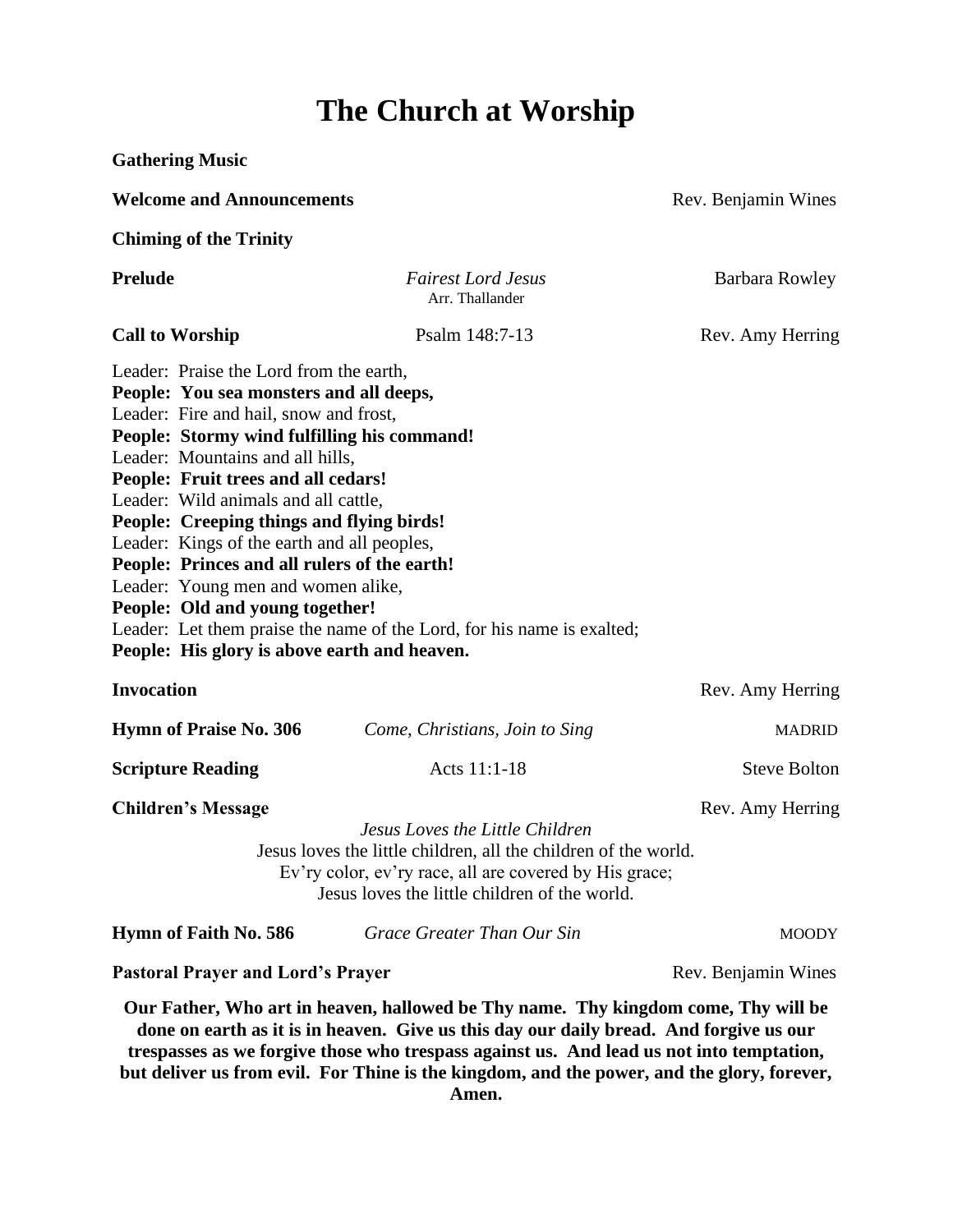# The Church at Worship

**Gathering Music**

**Welcome and Announcements** Rev. Benjamin Wines

**Chiming of the Trinity**

**Prelude** *Fairest Lord Jesus* Barbara Rowley
Arr. Thallander

**Call to Worship** Psalm 148:7-13 Rev. Amy Herring

Leader: Praise the Lord from the earth,
**People: You sea monsters and all deeps,**
Leader: Fire and hail, snow and frost,
**People: Stormy wind fulfilling his command!**
Leader: Mountains and all hills,
**People: Fruit trees and all cedars!**
Leader: Wild animals and all cattle,
**People: Creeping things and flying birds!**
Leader: Kings of the earth and all peoples,
**People: Princes and all rulers of the earth!**
Leader: Young men and women alike,
**People: Old and young together!**
Leader: Let them praise the name of the Lord, for his name is exalted;
**People: His glory is above earth and heaven.**

**Invocation** Rev. Amy Herring

**Hymn of Praise No. 306** *Come, Christians, Join to Sing* MADRID

**Scripture Reading** Acts 11:1-18 Steve Bolton

**Children's Message** Rev. Amy Herring

*Jesus Loves the Little Children*
Jesus loves the little children, all the children of the world.
Ev'ry color, ev'ry race, all are covered by His grace;
Jesus loves the little children of the world.

**Hymn of Faith No. 586** *Grace Greater Than Our Sin* MOODY

**Pastoral Prayer and Lord's Prayer** Rev. Benjamin Wines

**Our Father, Who art in heaven, hallowed be Thy name. Thy kingdom come, Thy will be done on earth as it is in heaven. Give us this day our daily bread. And forgive us our trespasses as we forgive those who trespass against us. And lead us not into temptation, but deliver us from evil. For Thine is the kingdom, and the power, and the glory, forever, Amen.**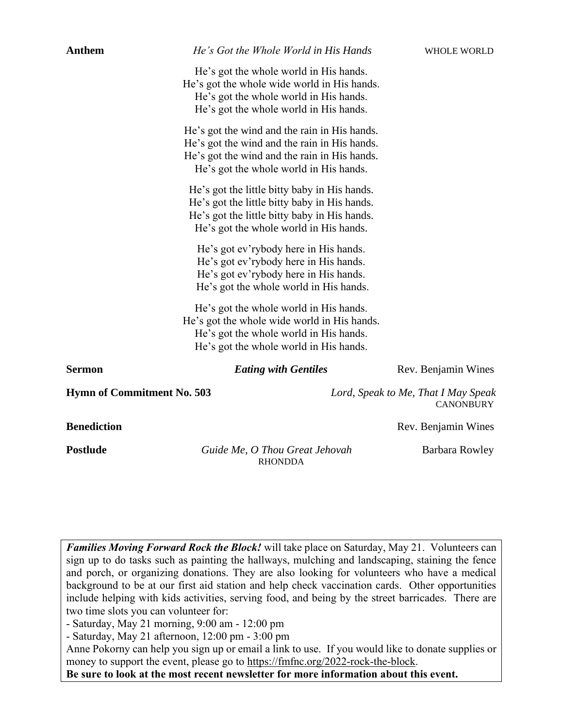**Anthem** *He's Got the Whole World in His Hands* WHOLE WORLD

He's got the whole world in His hands.
He's got the whole wide world in His hands.
He's got the whole world in His hands.
He's got the whole world in His hands.

He's got the wind and the rain in His hands.
He's got the wind and the rain in His hands.
He's got the wind and the rain in His hands.
He's got the whole world in His hands.

He's got the little bitty baby in His hands.
He's got the little bitty baby in His hands.
He's got the little bitty baby in His hands.
He's got the whole world in His hands.

He's got ev'rybody here in His hands.
He's got ev'rybody here in His hands.
He's got ev'rybody here in His hands.
He's got the whole world in His hands.

He's got the whole world in His hands.
He's got the whole wide world in His hands.
He's got the whole world in His hands.
He's got the whole world in His hands.

**Sermon** ***Eating with Gentiles*** Rev. Benjamin Wines

**Hymn of Commitment No. 503** *Lord, Speak to Me, That I May Speak* CANONBURY

**Benediction** Rev. Benjamin Wines

**Postlude** *Guide Me, O Thou Great Jehovah* RHONDDA Barbara Rowley

***Families Moving Forward Rock the Block!*** will take place on Saturday, May 21. Volunteers can sign up to do tasks such as painting the hallways, mulching and landscaping, staining the fence and porch, or organizing donations. They are also looking for volunteers who have a medical background to be at our first aid station and help check vaccination cards. Other opportunities include helping with kids activities, serving food, and being by the street barricades. There are two time slots you can volunteer for:

- Saturday, May 21 morning, 9:00 am - 12:00 pm
- Saturday, May 21 afternoon, 12:00 pm - 3:00 pm

Anne Pokorny can help you sign up or email a link to use. If you would like to donate supplies or money to support the event, please go to https://fmfnc.org/2022-rock-the-block.

**Be sure to look at the most recent newsletter for more information about this event.**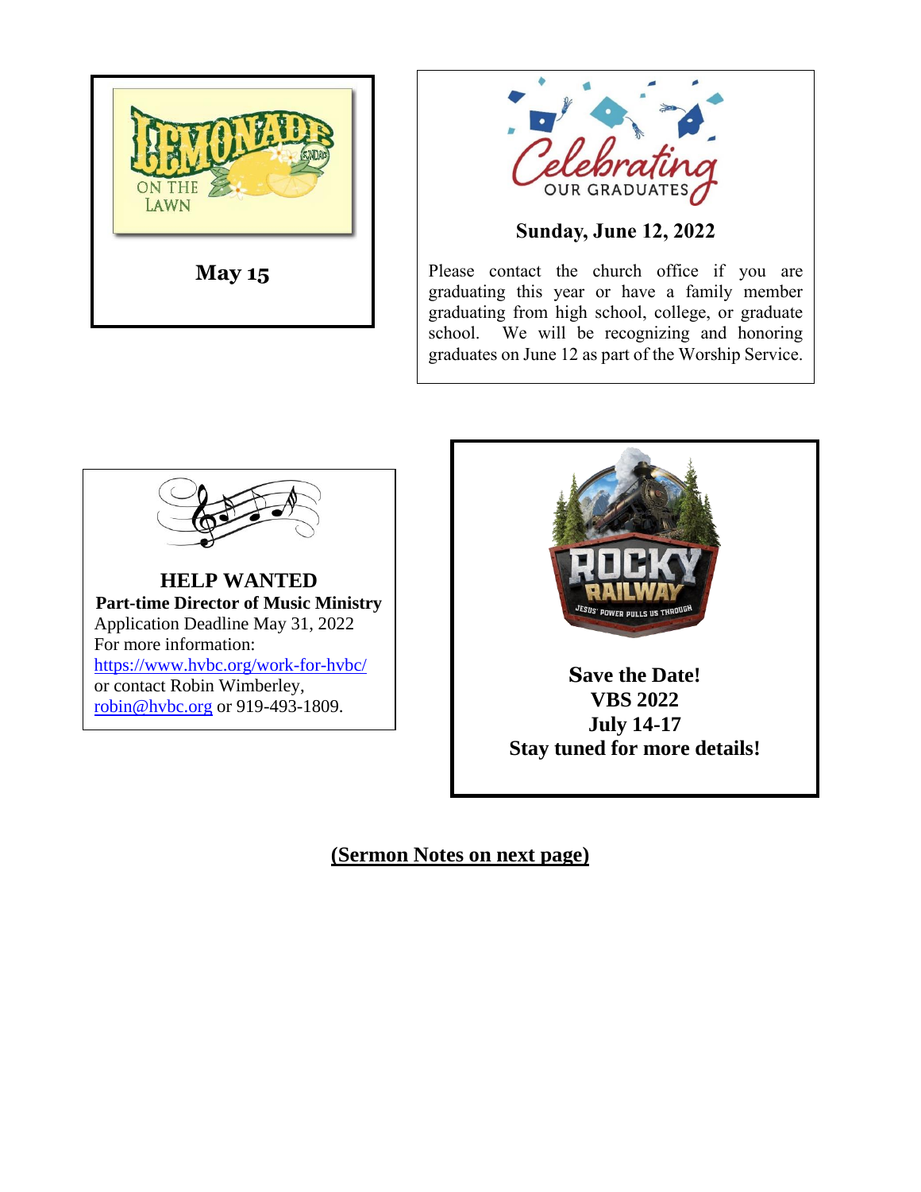LEMONADE SUNDAYS ON THE LAWN

**May 15**

Celebrating OUR GRADUATES

**Sunday, June 12, 2022**

Please contact the church office if you are graduating this year or have a family member graduating from high school, college, or graduate school. We will be recognizing and honoring graduates on June 12 as part of the Worship Service.

**HELP WANTED**
**Part-time Director of Music Ministry**
Application Deadline May 31, 2022
For more information:
https://www.hvbc.org/work-for-hvbc/
or contact Robin Wimberley,
robin@hvbc.org or 919-493-1809.

ROCKY RAILWAY
JESUS' POWER PULLS US THROUGH

**Save the Date!**
**VBS 2022**
**July 14-17**
**Stay tuned for more details!**

**(Sermon Notes on next page)**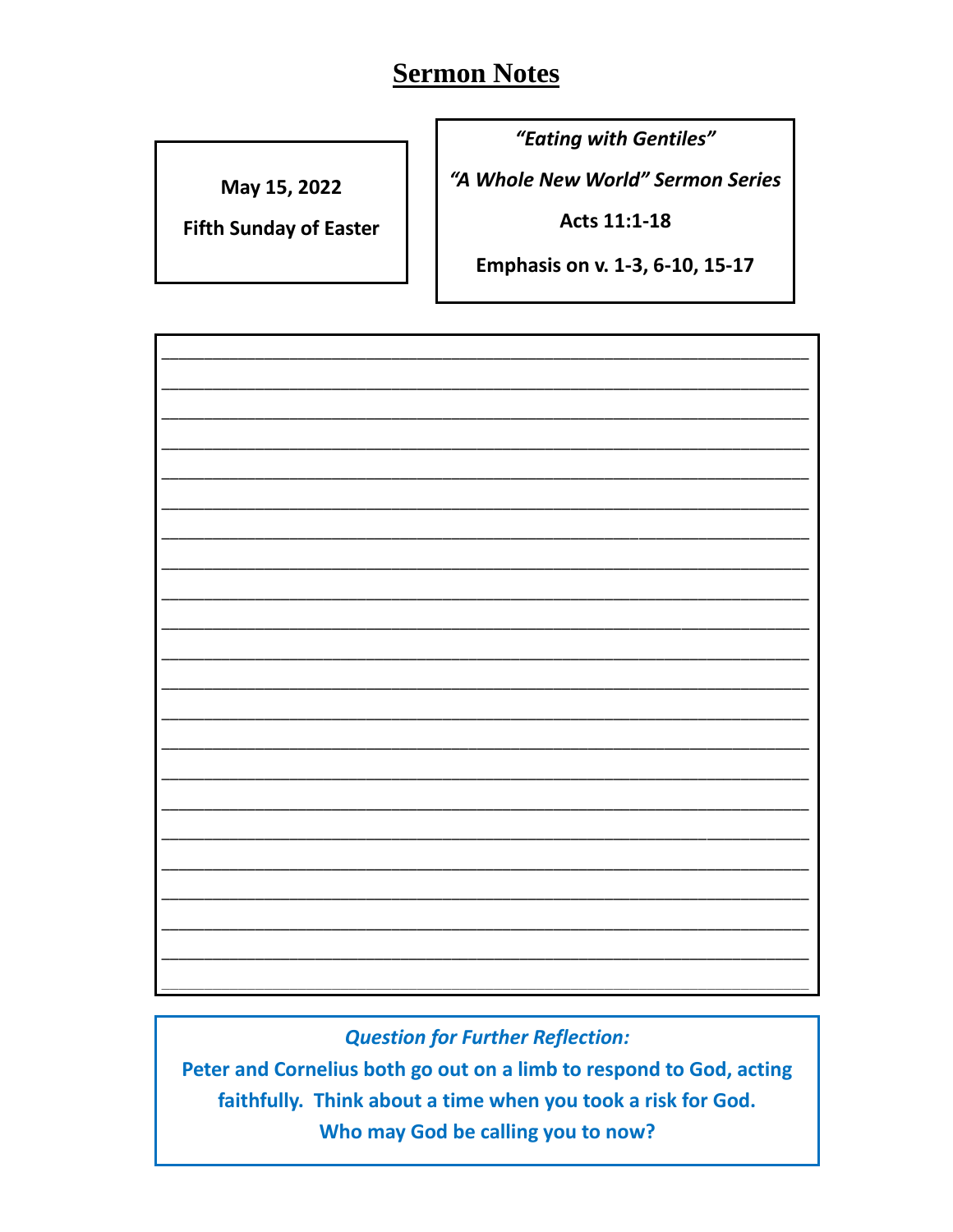# Sermon Notes

**May 15, 2022**

**Fifth Sunday of Easter**

***"Eating with Gentiles"***

***"A Whole New World" Sermon Series***

**Acts 11:1-18**

**Emphasis on v. 1-3, 6-10, 15-17**

______________________________________________________________________

______________________________________________________________________

______________________________________________________________________

______________________________________________________________________

______________________________________________________________________

______________________________________________________________________

______________________________________________________________________

______________________________________________________________________

______________________________________________________________________

______________________________________________________________________

______________________________________________________________________

______________________________________________________________________

______________________________________________________________________

______________________________________________________________________

______________________________________________________________________

______________________________________________________________________

______________________________________________________________________

______________________________________________________________________

______________________________________________________________________

______________________________________________________________________

______________________________________________________________________

***Question for Further Reflection:***

**Peter and Cornelius both go out on a limb to respond to God, acting faithfully. Think about a time when you took a risk for God. Who may God be calling you to now?**